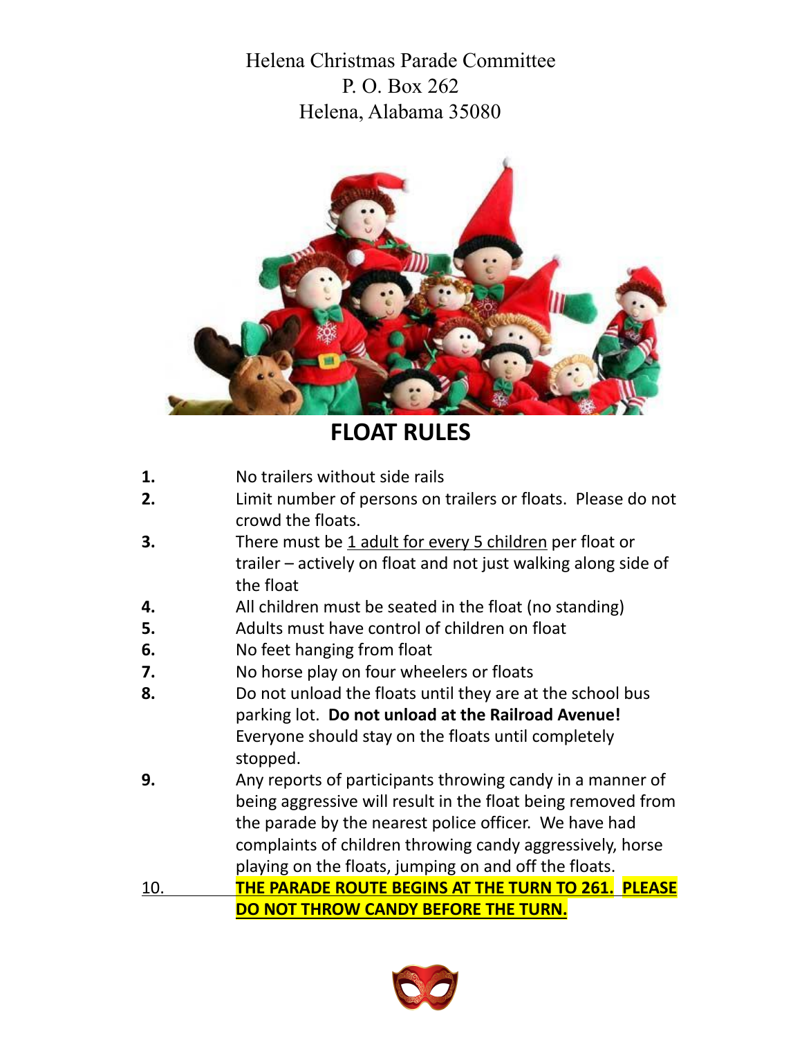Helena Christmas Parade Committee
P. O. Box 262
Helena, Alabama 35080

# FLOAT RULES

1. No trailers without side rails
2. Limit number of persons on trailers or floats. Please do not crowd the floats.
3. There must be 1 adult for every 5 children per float or trailer – actively on float and not just walking along side of the float
4. All children must be seated in the float (no standing)
5. Adults must have control of children on float
6. No feet hanging from float
7. No horse play on four wheelers or floats
8. Do not unload the floats until they are at the school bus parking lot. **Do not unload at the Railroad Avenue!** Everyone should stay on the floats until completely stopped.
9. Any reports of participants throwing candy in a manner of being aggressive will result in the float being removed from the parade by the nearest police officer. We have had complaints of children throwing candy aggressively, horse playing on the floats, jumping on and off the floats.
10. **THE PARADE ROUTE BEGINS AT THE TURN TO 261. PLEASE DO NOT THROW CANDY BEFORE THE TURN.**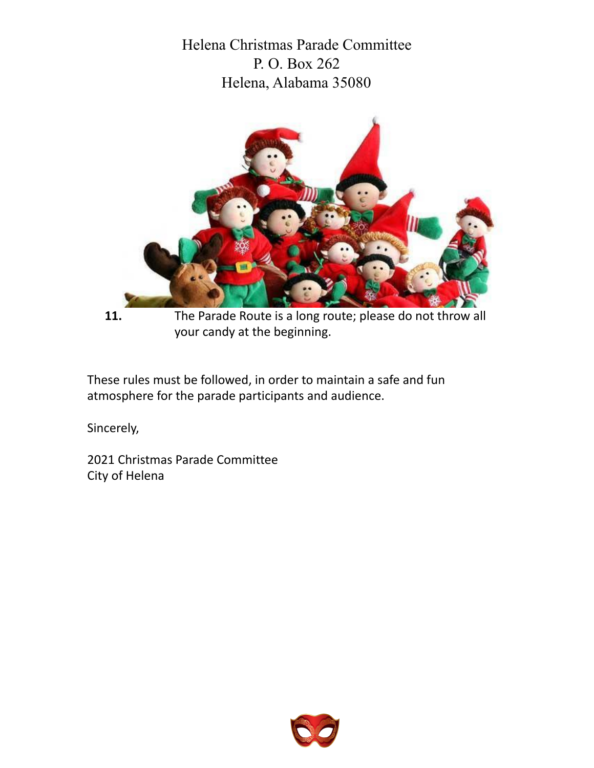Helena Christmas Parade Committee
P. O. Box 262
Helena, Alabama 35080

**11.** The Parade Route is a long route; please do not throw all your candy at the beginning.

These rules must be followed, in order to maintain a safe and fun atmosphere for the parade participants and audience.

Sincerely,

2021 Christmas Parade Committee
City of Helena